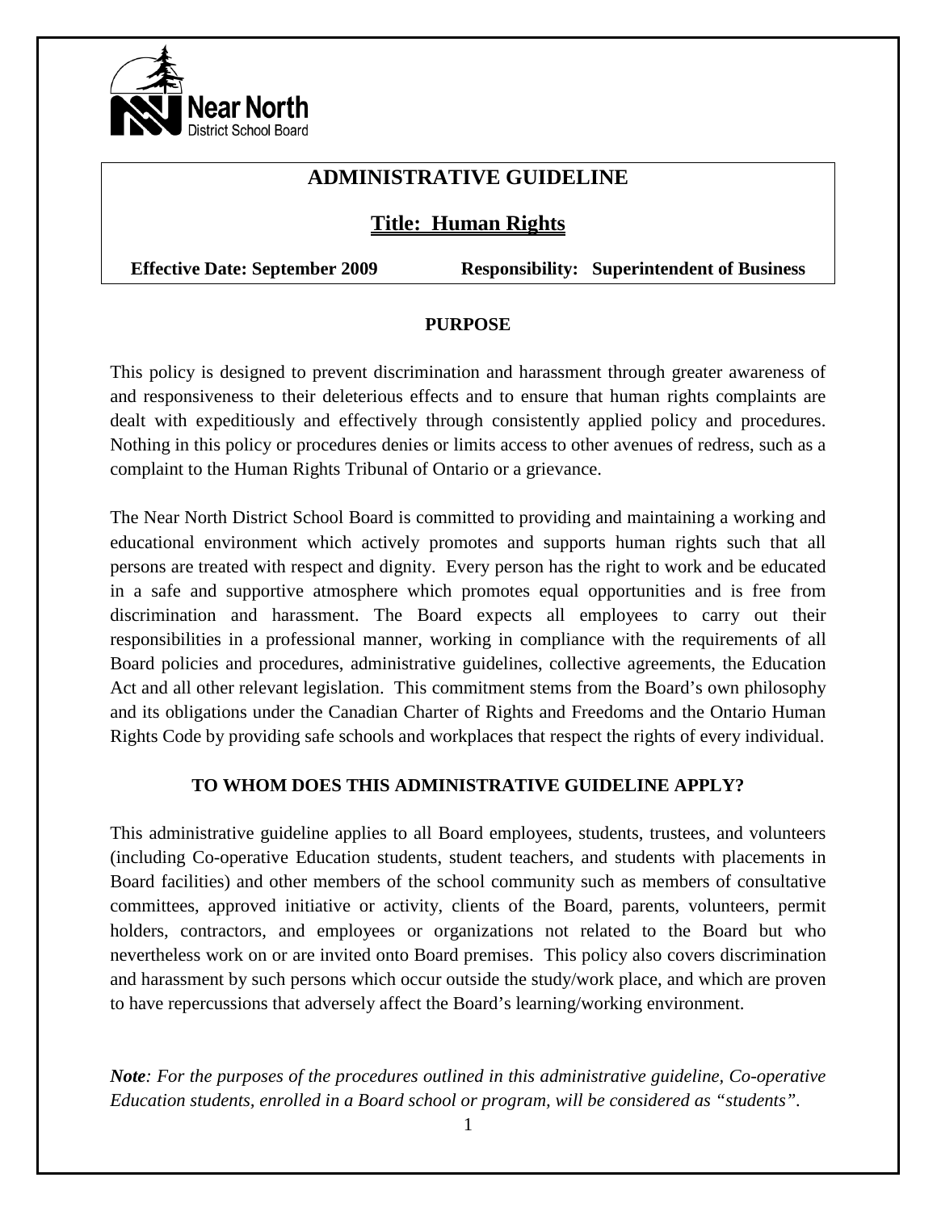Near North District School Board

# ADMINISTRATIVE GUIDELINE

## Title: Human Rights

**Effective Date: September 2009** **Responsibility: Superintendent of Business**

### PURPOSE

This policy is designed to prevent discrimination and harassment through greater awareness of and responsiveness to their deleterious effects and to ensure that human rights complaints are dealt with expeditiously and effectively through consistently applied policy and procedures. Nothing in this policy or procedures denies or limits access to other avenues of redress, such as a complaint to the Human Rights Tribunal of Ontario or a grievance.

The Near North District School Board is committed to providing and maintaining a working and educational environment which actively promotes and supports human rights such that all persons are treated with respect and dignity. Every person has the right to work and be educated in a safe and supportive atmosphere which promotes equal opportunities and is free from discrimination and harassment. The Board expects all employees to carry out their responsibilities in a professional manner, working in compliance with the requirements of all Board policies and procedures, administrative guidelines, collective agreements, the Education Act and all other relevant legislation. This commitment stems from the Board's own philosophy and its obligations under the Canadian Charter of Rights and Freedoms and the Ontario Human Rights Code by providing safe schools and workplaces that respect the rights of every individual.

### TO WHOM DOES THIS ADMINISTRATIVE GUIDELINE APPLY?

This administrative guideline applies to all Board employees, students, trustees, and volunteers (including Co-operative Education students, student teachers, and students with placements in Board facilities) and other members of the school community such as members of consultative committees, approved initiative or activity, clients of the Board, parents, volunteers, permit holders, contractors, and employees or organizations not related to the Board but who nevertheless work on or are invited onto Board premises. This policy also covers discrimination and harassment by such persons which occur outside the study/work place, and which are proven to have repercussions that adversely affect the Board's learning/working environment.

***Note**: For the purposes of the procedures outlined in this administrative guideline, Co-operative Education students, enrolled in a Board school or program, will be considered as "students".*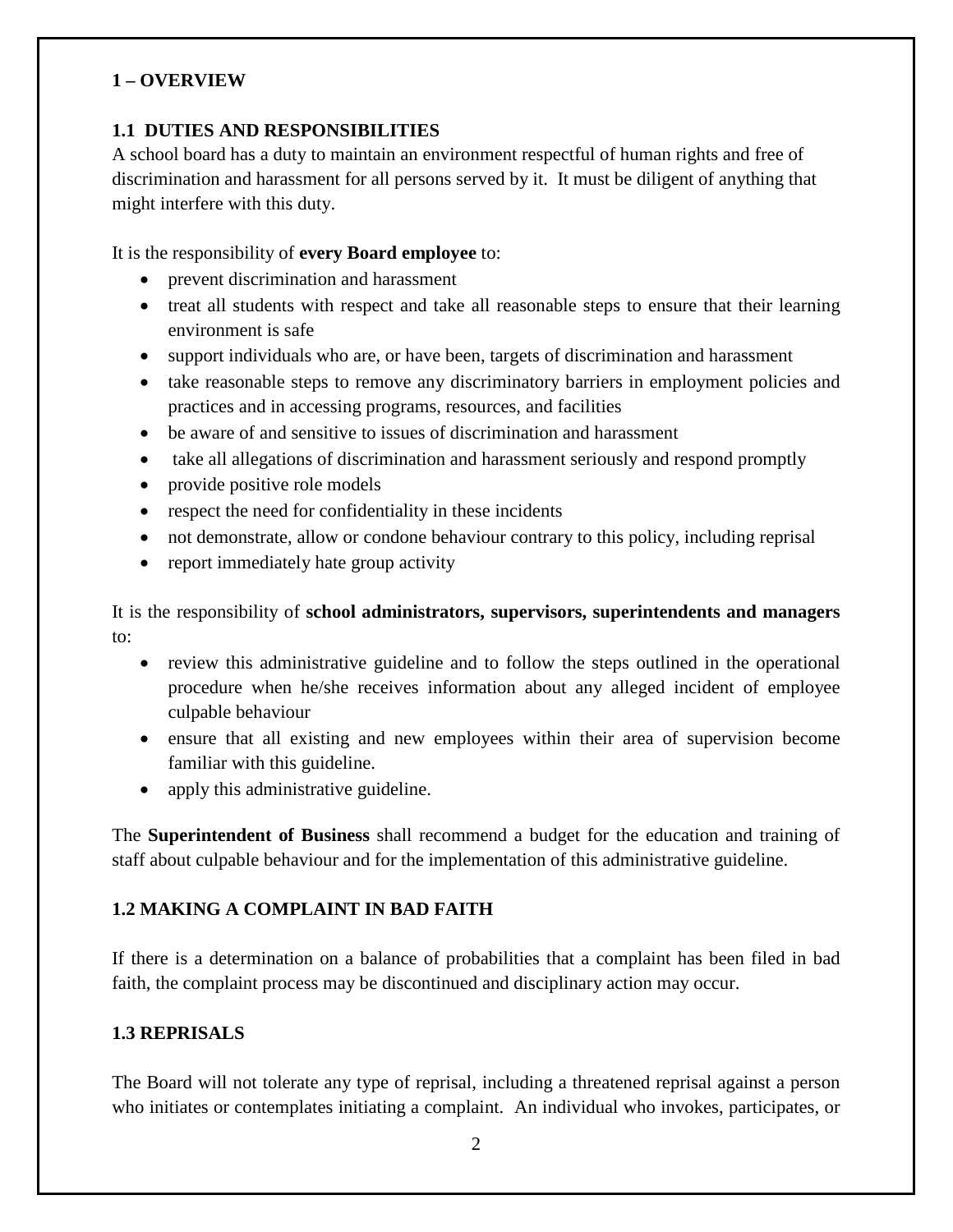## 1 – OVERVIEW

### 1.1 DUTIES AND RESPONSIBILITIES

A school board has a duty to maintain an environment respectful of human rights and free of discrimination and harassment for all persons served by it. It must be diligent of anything that might interfere with this duty.

It is the responsibility of **every Board employee** to:

- prevent discrimination and harassment
- treat all students with respect and take all reasonable steps to ensure that their learning environment is safe
- support individuals who are, or have been, targets of discrimination and harassment
- take reasonable steps to remove any discriminatory barriers in employment policies and practices and in accessing programs, resources, and facilities
- be aware of and sensitive to issues of discrimination and harassment
- take all allegations of discrimination and harassment seriously and respond promptly
- provide positive role models
- respect the need for confidentiality in these incidents
- not demonstrate, allow or condone behaviour contrary to this policy, including reprisal
- report immediately hate group activity

It is the responsibility of **school administrators, supervisors, superintendents and managers** to:

- review this administrative guideline and to follow the steps outlined in the operational procedure when he/she receives information about any alleged incident of employee culpable behaviour
- ensure that all existing and new employees within their area of supervision become familiar with this guideline.
- apply this administrative guideline.

The **Superintendent of Business** shall recommend a budget for the education and training of staff about culpable behaviour and for the implementation of this administrative guideline.

### 1.2 MAKING A COMPLAINT IN BAD FAITH

If there is a determination on a balance of probabilities that a complaint has been filed in bad faith, the complaint process may be discontinued and disciplinary action may occur.

### 1.3 REPRISALS

The Board will not tolerate any type of reprisal, including a threatened reprisal against a person who initiates or contemplates initiating a complaint. An individual who invokes, participates, or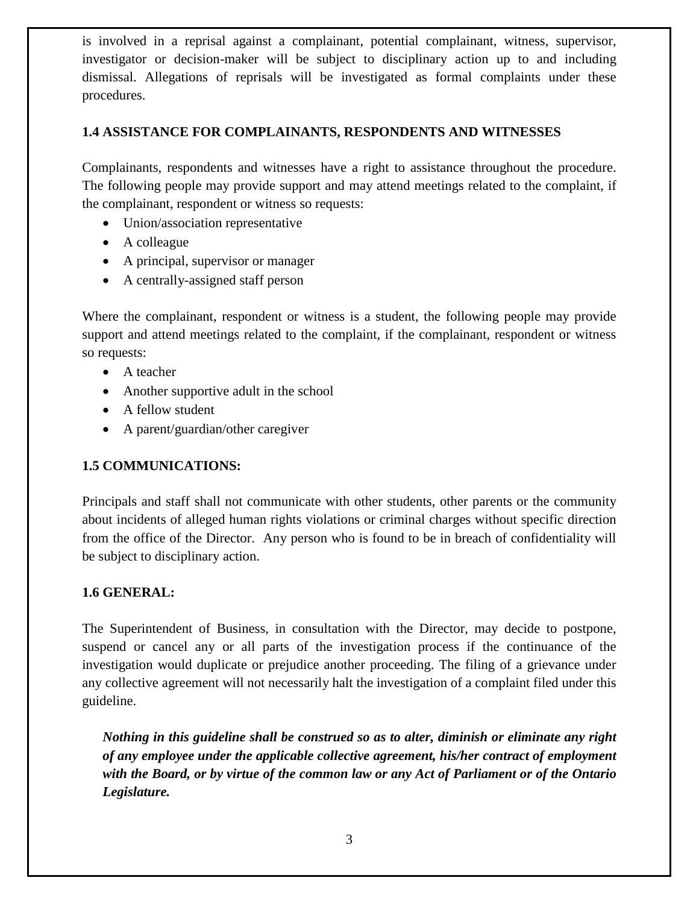is involved in a reprisal against a complainant, potential complainant, witness, supervisor, investigator or decision-maker will be subject to disciplinary action up to and including dismissal. Allegations of reprisals will be investigated as formal complaints under these procedures.

### 1.4 ASSISTANCE FOR COMPLAINANTS, RESPONDENTS AND WITNESSES

Complainants, respondents and witnesses have a right to assistance throughout the procedure. The following people may provide support and may attend meetings related to the complaint, if the complainant, respondent or witness so requests:

- Union/association representative
- A colleague
- A principal, supervisor or manager
- A centrally-assigned staff person

Where the complainant, respondent or witness is a student, the following people may provide support and attend meetings related to the complaint, if the complainant, respondent or witness so requests:

- A teacher
- Another supportive adult in the school
- A fellow student
- A parent/guardian/other caregiver

### 1.5 COMMUNICATIONS:

Principals and staff shall not communicate with other students, other parents or the community about incidents of alleged human rights violations or criminal charges without specific direction from the office of the Director. Any person who is found to be in breach of confidentiality will be subject to disciplinary action.

### 1.6 GENERAL:

The Superintendent of Business, in consultation with the Director, may decide to postpone, suspend or cancel any or all parts of the investigation process if the continuance of the investigation would duplicate or prejudice another proceeding. The filing of a grievance under any collective agreement will not necessarily halt the investigation of a complaint filed under this guideline.

***Nothing in this guideline shall be construed so as to alter, diminish or eliminate any right of any employee under the applicable collective agreement, his/her contract of employment with the Board, or by virtue of the common law or any Act of Parliament or of the Ontario Legislature.***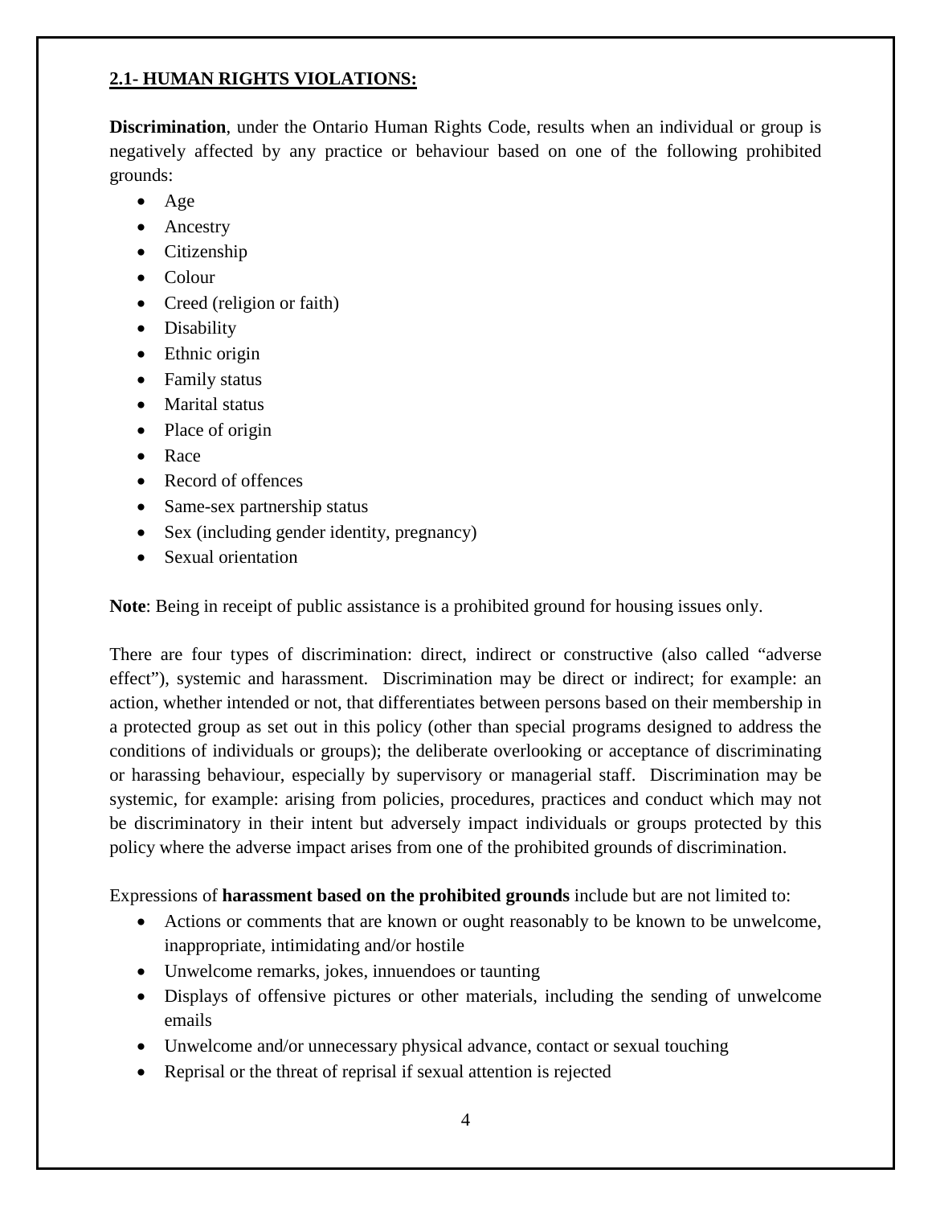## 2.1- HUMAN RIGHTS VIOLATIONS:

**Discrimination**, under the Ontario Human Rights Code, results when an individual or group is negatively affected by any practice or behaviour based on one of the following prohibited grounds:

- Age
- Ancestry
- Citizenship
- Colour
- Creed (religion or faith)
- Disability
- Ethnic origin
- Family status
- Marital status
- Place of origin
- Race
- Record of offences
- Same-sex partnership status
- Sex (including gender identity, pregnancy)
- Sexual orientation

**Note**: Being in receipt of public assistance is a prohibited ground for housing issues only.

There are four types of discrimination: direct, indirect or constructive (also called "adverse effect"), systemic and harassment. Discrimination may be direct or indirect; for example: an action, whether intended or not, that differentiates between persons based on their membership in a protected group as set out in this policy (other than special programs designed to address the conditions of individuals or groups); the deliberate overlooking or acceptance of discriminating or harassing behaviour, especially by supervisory or managerial staff. Discrimination may be systemic, for example: arising from policies, procedures, practices and conduct which may not be discriminatory in their intent but adversely impact individuals or groups protected by this policy where the adverse impact arises from one of the prohibited grounds of discrimination.

Expressions of **harassment based on the prohibited grounds** include but are not limited to:

- Actions or comments that are known or ought reasonably to be known to be unwelcome, inappropriate, intimidating and/or hostile
- Unwelcome remarks, jokes, innuendoes or taunting
- Displays of offensive pictures or other materials, including the sending of unwelcome emails
- Unwelcome and/or unnecessary physical advance, contact or sexual touching
- Reprisal or the threat of reprisal if sexual attention is rejected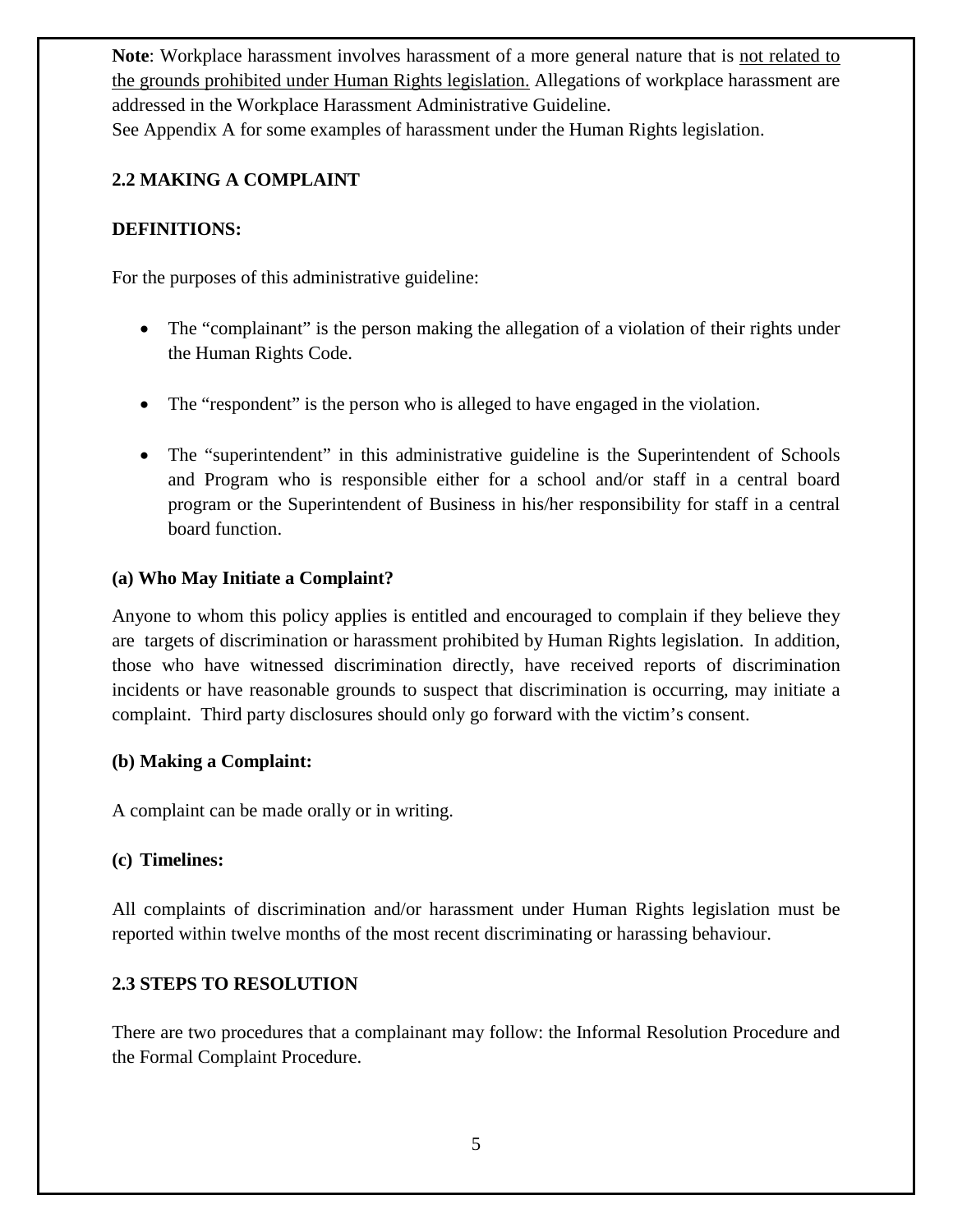**Note**: Workplace harassment involves harassment of a more general nature that is not related to the grounds prohibited under Human Rights legislation. Allegations of workplace harassment are addressed in the Workplace Harassment Administrative Guideline.
See Appendix A for some examples of harassment under the Human Rights legislation.

## 2.2 MAKING A COMPLAINT

**DEFINITIONS:**

For the purposes of this administrative guideline:

- The "complainant" is the person making the allegation of a violation of their rights under the Human Rights Code.
- The "respondent" is the person who is alleged to have engaged in the violation.
- The "superintendent" in this administrative guideline is the Superintendent of Schools and Program who is responsible either for a school and/or staff in a central board program or the Superintendent of Business in his/her responsibility for staff in a central board function.

### (a) Who May Initiate a Complaint?

Anyone to whom this policy applies is entitled and encouraged to complain if they believe they are targets of discrimination or harassment prohibited by Human Rights legislation. In addition, those who have witnessed discrimination directly, have received reports of discrimination incidents or have reasonable grounds to suspect that discrimination is occurring, may initiate a complaint. Third party disclosures should only go forward with the victim's consent.

### (b) Making a Complaint:

A complaint can be made orally or in writing.

### (c) Timelines:

All complaints of discrimination and/or harassment under Human Rights legislation must be reported within twelve months of the most recent discriminating or harassing behaviour.

## 2.3 STEPS TO RESOLUTION

There are two procedures that a complainant may follow: the Informal Resolution Procedure and the Formal Complaint Procedure.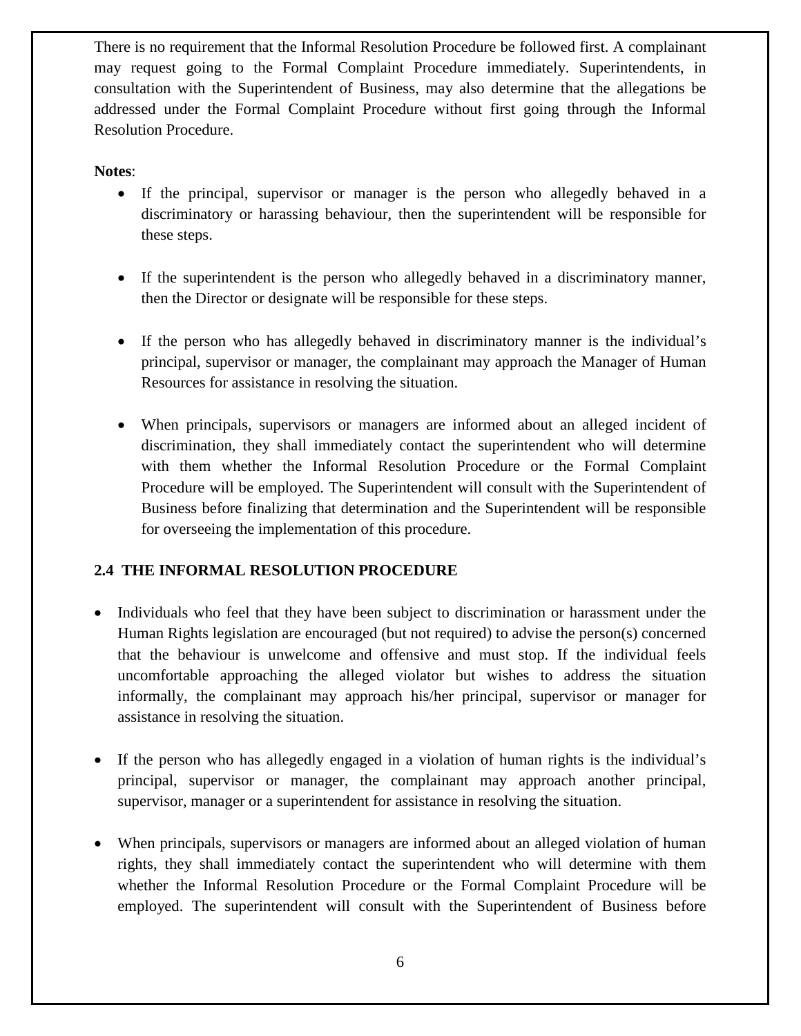There is no requirement that the Informal Resolution Procedure be followed first. A complainant may request going to the Formal Complaint Procedure immediately. Superintendents, in consultation with the Superintendent of Business, may also determine that the allegations be addressed under the Formal Complaint Procedure without first going through the Informal Resolution Procedure.

**Notes**:

- If the principal, supervisor or manager is the person who allegedly behaved in a discriminatory or harassing behaviour, then the superintendent will be responsible for these steps.
- If the superintendent is the person who allegedly behaved in a discriminatory manner, then the Director or designate will be responsible for these steps.
- If the person who has allegedly behaved in discriminatory manner is the individual's principal, supervisor or manager, the complainant may approach the Manager of Human Resources for assistance in resolving the situation.
- When principals, supervisors or managers are informed about an alleged incident of discrimination, they shall immediately contact the superintendent who will determine with them whether the Informal Resolution Procedure or the Formal Complaint Procedure will be employed. The Superintendent will consult with the Superintendent of Business before finalizing that determination and the Superintendent will be responsible for overseeing the implementation of this procedure.

## 2.4 THE INFORMAL RESOLUTION PROCEDURE

- Individuals who feel that they have been subject to discrimination or harassment under the Human Rights legislation are encouraged (but not required) to advise the person(s) concerned that the behaviour is unwelcome and offensive and must stop. If the individual feels uncomfortable approaching the alleged violator but wishes to address the situation informally, the complainant may approach his/her principal, supervisor or manager for assistance in resolving the situation.
- If the person who has allegedly engaged in a violation of human rights is the individual's principal, supervisor or manager, the complainant may approach another principal, supervisor, manager or a superintendent for assistance in resolving the situation.
- When principals, supervisors or managers are informed about an alleged violation of human rights, they shall immediately contact the superintendent who will determine with them whether the Informal Resolution Procedure or the Formal Complaint Procedure will be employed. The superintendent will consult with the Superintendent of Business before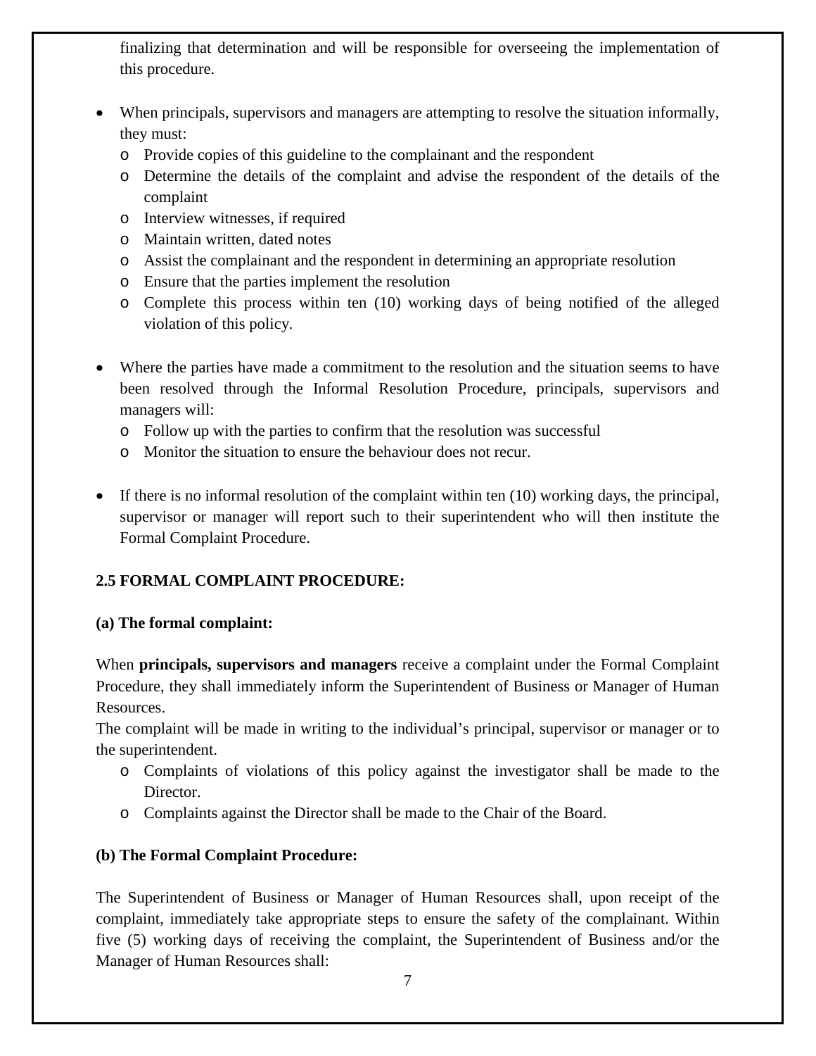finalizing that determination and will be responsible for overseeing the implementation of this procedure.

- When principals, supervisors and managers are attempting to resolve the situation informally, they must:
  - Provide copies of this guideline to the complainant and the respondent
  - Determine the details of the complaint and advise the respondent of the details of the complaint
  - Interview witnesses, if required
  - Maintain written, dated notes
  - Assist the complainant and the respondent in determining an appropriate resolution
  - Ensure that the parties implement the resolution
  - Complete this process within ten (10) working days of being notified of the alleged violation of this policy.

- Where the parties have made a commitment to the resolution and the situation seems to have been resolved through the Informal Resolution Procedure, principals, supervisors and managers will:
  - Follow up with the parties to confirm that the resolution was successful
  - Monitor the situation to ensure the behaviour does not recur.

- If there is no informal resolution of the complaint within ten (10) working days, the principal, supervisor or manager will report such to their superintendent who will then institute the Formal Complaint Procedure.

**2.5 FORMAL COMPLAINT PROCEDURE:**

**(a) The formal complaint:**

When **principals, supervisors and managers** receive a complaint under the Formal Complaint Procedure, they shall immediately inform the Superintendent of Business or Manager of Human Resources.

The complaint will be made in writing to the individual's principal, supervisor or manager or to the superintendent.

- Complaints of violations of this policy against the investigator shall be made to the Director.
- Complaints against the Director shall be made to the Chair of the Board.

**(b) The Formal Complaint Procedure:**

The Superintendent of Business or Manager of Human Resources shall, upon receipt of the complaint, immediately take appropriate steps to ensure the safety of the complainant. Within five (5) working days of receiving the complaint, the Superintendent of Business and/or the Manager of Human Resources shall: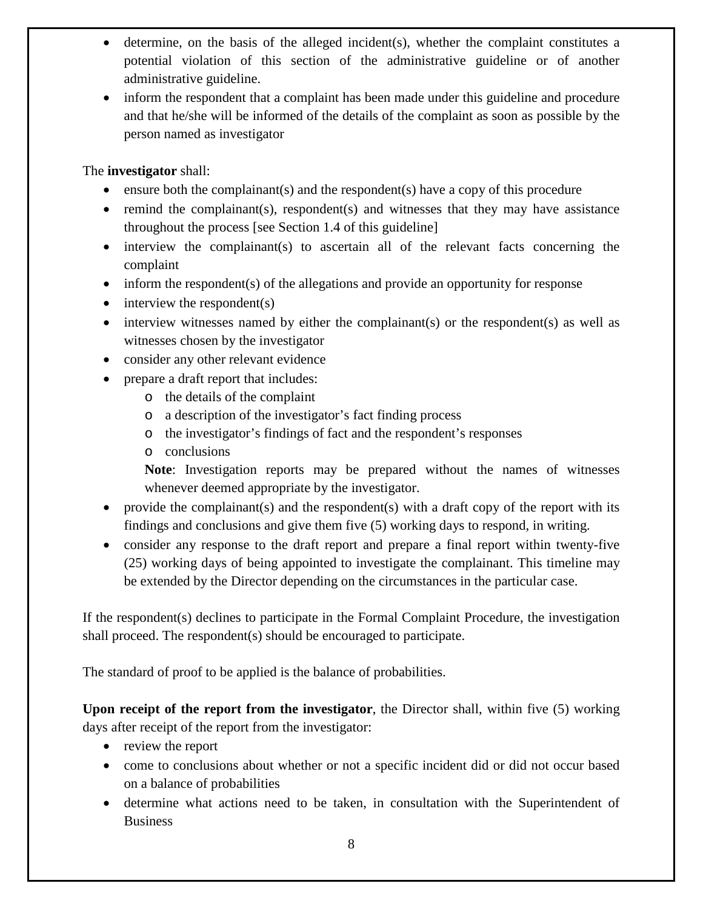- determine, on the basis of the alleged incident(s), whether the complaint constitutes a potential violation of this section of the administrative guideline or of another administrative guideline.
- inform the respondent that a complaint has been made under this guideline and procedure and that he/she will be informed of the details of the complaint as soon as possible by the person named as investigator

The **investigator** shall:

- ensure both the complainant(s) and the respondent(s) have a copy of this procedure
- remind the complainant(s), respondent(s) and witnesses that they may have assistance throughout the process [see Section 1.4 of this guideline]
- interview the complainant(s) to ascertain all of the relevant facts concerning the complaint
- inform the respondent(s) of the allegations and provide an opportunity for response
- interview the respondent(s)
- interview witnesses named by either the complainant(s) or the respondent(s) as well as witnesses chosen by the investigator
- consider any other relevant evidence
- prepare a draft report that includes:
  - the details of the complaint
  - a description of the investigator's fact finding process
  - the investigator's findings of fact and the respondent's responses
  - conclusions

  **Note**: Investigation reports may be prepared without the names of witnesses whenever deemed appropriate by the investigator.
- provide the complainant(s) and the respondent(s) with a draft copy of the report with its findings and conclusions and give them five (5) working days to respond, in writing.
- consider any response to the draft report and prepare a final report within twenty-five (25) working days of being appointed to investigate the complainant. This timeline may be extended by the Director depending on the circumstances in the particular case.

If the respondent(s) declines to participate in the Formal Complaint Procedure, the investigation shall proceed. The respondent(s) should be encouraged to participate.

The standard of proof to be applied is the balance of probabilities.

**Upon receipt of the report from the investigator**, the Director shall, within five (5) working days after receipt of the report from the investigator:

- review the report
- come to conclusions about whether or not a specific incident did or did not occur based on a balance of probabilities
- determine what actions need to be taken, in consultation with the Superintendent of Business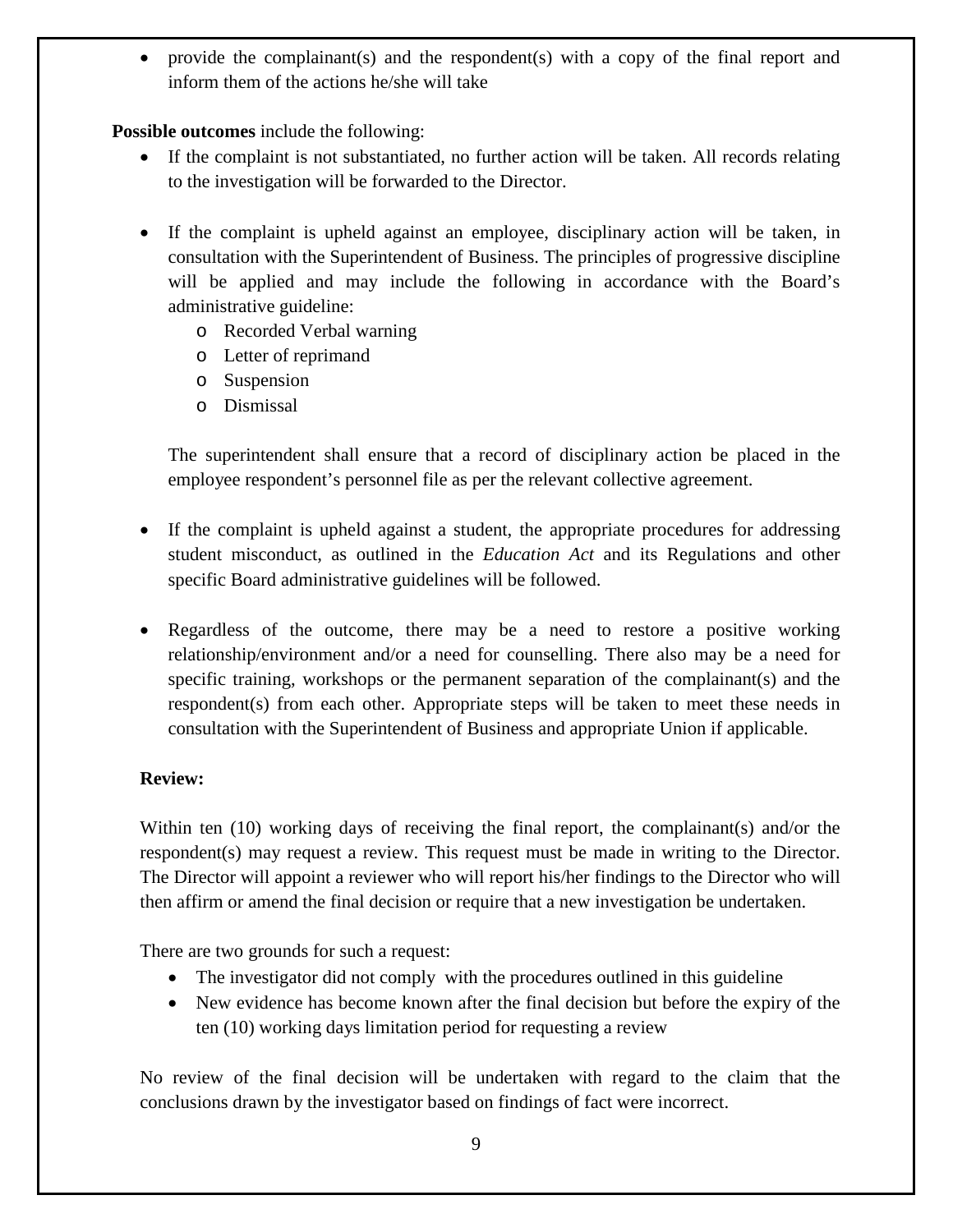- provide the complainant(s) and the respondent(s) with a copy of the final report and inform them of the actions he/she will take

**Possible outcomes** include the following:

- If the complaint is not substantiated, no further action will be taken. All records relating to the investigation will be forwarded to the Director.

- If the complaint is upheld against an employee, disciplinary action will be taken, in consultation with the Superintendent of Business. The principles of progressive discipline will be applied and may include the following in accordance with the Board's administrative guideline:
  - Recorded Verbal warning
  - Letter of reprimand
  - Suspension
  - Dismissal

  The superintendent shall ensure that a record of disciplinary action be placed in the employee respondent's personnel file as per the relevant collective agreement.

- If the complaint is upheld against a student, the appropriate procedures for addressing student misconduct, as outlined in the *Education Act* and its Regulations and other specific Board administrative guidelines will be followed.

- Regardless of the outcome, there may be a need to restore a positive working relationship/environment and/or a need for counselling. There also may be a need for specific training, workshops or the permanent separation of the complainant(s) and the respondent(s) from each other. Appropriate steps will be taken to meet these needs in consultation with the Superintendent of Business and appropriate Union if applicable.

**Review:**

Within ten (10) working days of receiving the final report, the complainant(s) and/or the respondent(s) may request a review. This request must be made in writing to the Director. The Director will appoint a reviewer who will report his/her findings to the Director who will then affirm or amend the final decision or require that a new investigation be undertaken.

There are two grounds for such a request:

- The investigator did not comply with the procedures outlined in this guideline
- New evidence has become known after the final decision but before the expiry of the ten (10) working days limitation period for requesting a review

No review of the final decision will be undertaken with regard to the claim that the conclusions drawn by the investigator based on findings of fact were incorrect.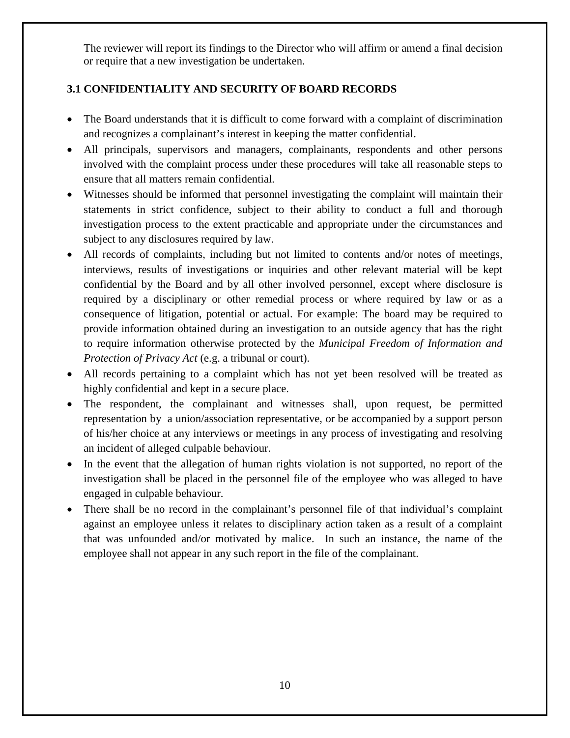The reviewer will report its findings to the Director who will affirm or amend a final decision or require that a new investigation be undertaken.

### 3.1 CONFIDENTIALITY AND SECURITY OF BOARD RECORDS

- The Board understands that it is difficult to come forward with a complaint of discrimination and recognizes a complainant's interest in keeping the matter confidential.
- All principals, supervisors and managers, complainants, respondents and other persons involved with the complaint process under these procedures will take all reasonable steps to ensure that all matters remain confidential.
- Witnesses should be informed that personnel investigating the complaint will maintain their statements in strict confidence, subject to their ability to conduct a full and thorough investigation process to the extent practicable and appropriate under the circumstances and subject to any disclosures required by law.
- All records of complaints, including but not limited to contents and/or notes of meetings, interviews, results of investigations or inquiries and other relevant material will be kept confidential by the Board and by all other involved personnel, except where disclosure is required by a disciplinary or other remedial process or where required by law or as a consequence of litigation, potential or actual. For example: The board may be required to provide information obtained during an investigation to an outside agency that has the right to require information otherwise protected by the *Municipal Freedom of Information and Protection of Privacy Act* (e.g. a tribunal or court).
- All records pertaining to a complaint which has not yet been resolved will be treated as highly confidential and kept in a secure place.
- The respondent, the complainant and witnesses shall, upon request, be permitted representation by a union/association representative, or be accompanied by a support person of his/her choice at any interviews or meetings in any process of investigating and resolving an incident of alleged culpable behaviour.
- In the event that the allegation of human rights violation is not supported, no report of the investigation shall be placed in the personnel file of the employee who was alleged to have engaged in culpable behaviour.
- There shall be no record in the complainant's personnel file of that individual's complaint against an employee unless it relates to disciplinary action taken as a result of a complaint that was unfounded and/or motivated by malice. In such an instance, the name of the employee shall not appear in any such report in the file of the complainant.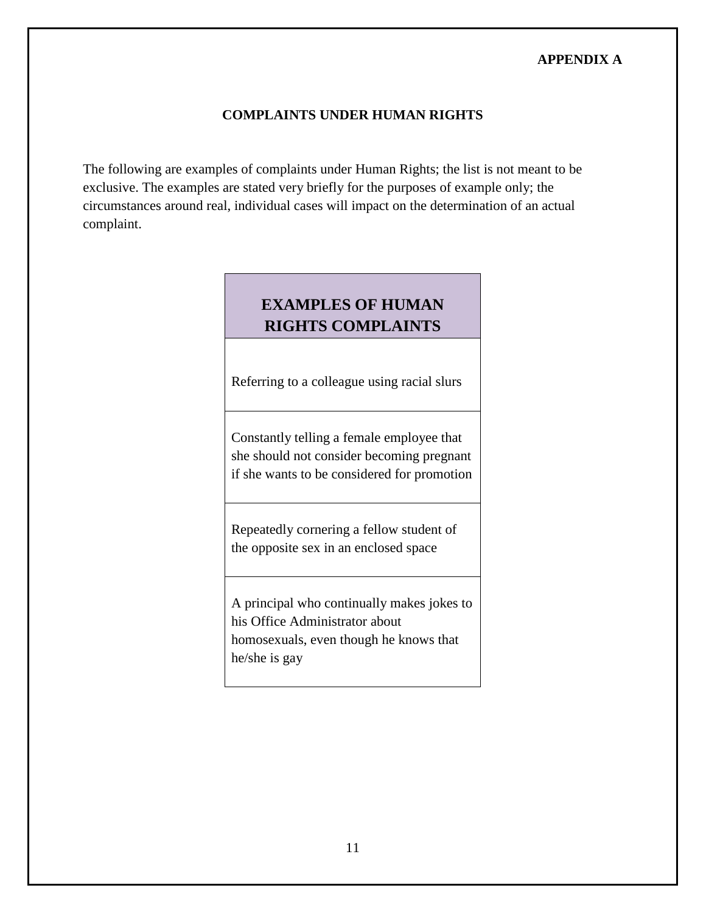**APPENDIX A**

## COMPLAINTS UNDER HUMAN RIGHTS

The following are examples of complaints under Human Rights; the list is not meant to be exclusive. The examples are stated very briefly for the purposes of example only; the circumstances around real, individual cases will impact on the determination of an actual complaint.

| EXAMPLES OF HUMAN RIGHTS COMPLAINTS |
|---|
| Referring to a colleague using racial slurs |
| Constantly telling a female employee that she should not consider becoming pregnant if she wants to be considered for promotion |
| Repeatedly cornering a fellow student of the opposite sex in an enclosed space |
| A principal who continually makes jokes to his Office Administrator about homosexuals, even though he knows that he/she is gay |